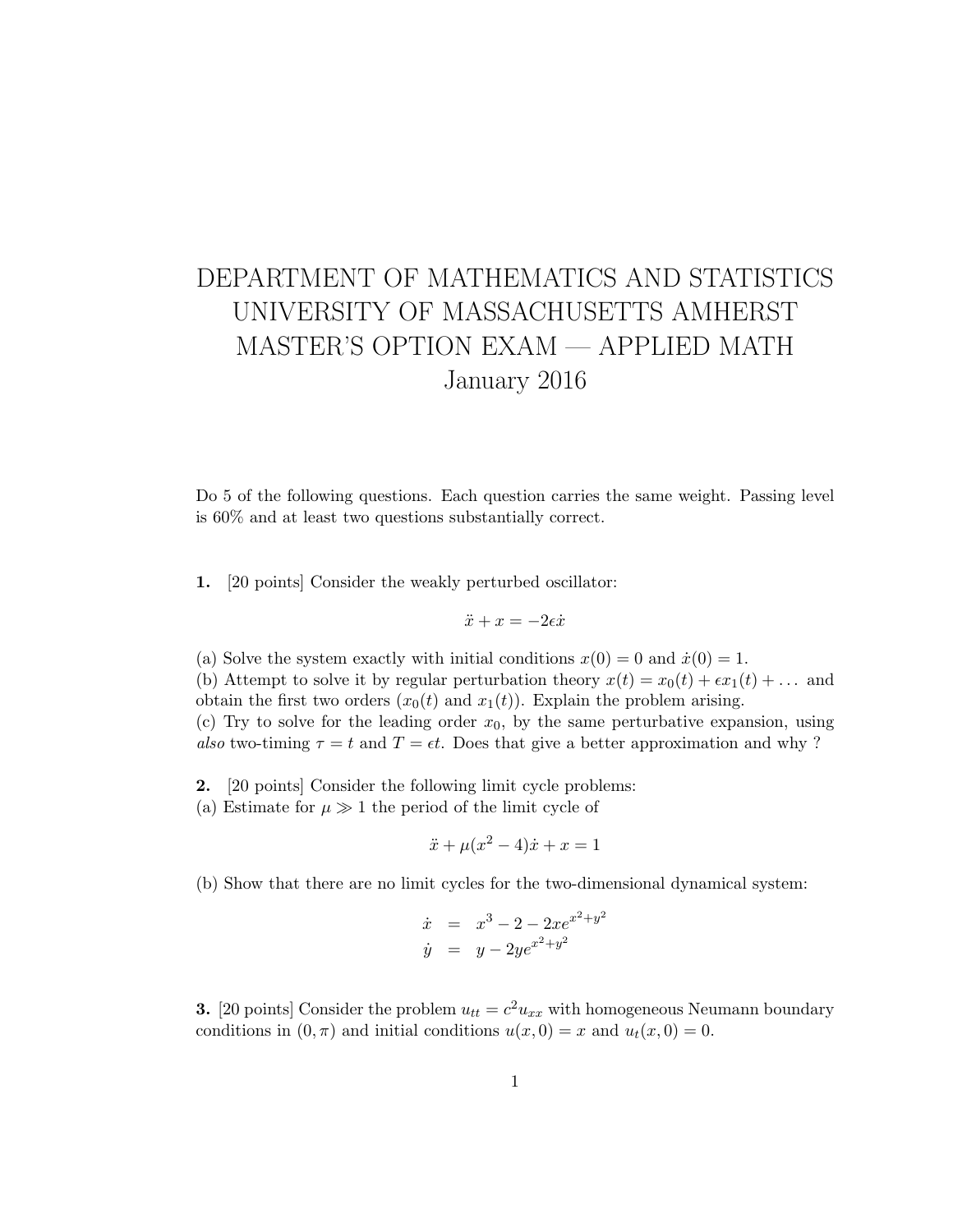# DEPARTMENT OF MATHEMATICS AND STATISTICS
# UNIVERSITY OF MASSACHUSETTS AMHERST
# MASTER'S OPTION EXAM — APPLIED MATH
# January 2016

Do 5 of the following questions. Each question carries the same weight. Passing level is 60% and at least two questions substantially correct.

**1.** [20 points] Consider the weakly perturbed oscillator:

$$\ddot{x} + x = -2\epsilon\dot{x}$$

(a) Solve the system exactly with initial conditions $x(0) = 0$ and $\dot{x}(0) = 1$.
(b) Attempt to solve it by regular perturbation theory $x(t) = x_0(t) + \epsilon x_1(t) + \ldots$ and obtain the first two orders ($x_0(t)$ and $x_1(t)$). Explain the problem arising.
(c) Try to solve for the leading order $x_0$, by the same perturbative expansion, using *also* two-timing $\tau = t$ and $T = \epsilon t$. Does that give a better approximation and why ?

**2.** [20 points] Consider the following limit cycle problems:
(a) Estimate for $\mu \gg 1$ the period of the limit cycle of

$$\ddot{x} + \mu(x^2 - 4)\dot{x} + x = 1$$

(b) Show that there are no limit cycles for the two-dimensional dynamical system:

$$\begin{aligned} \dot{x} &= x^3 - 2 - 2xe^{x^2+y^2} \\ \dot{y} &= y - 2ye^{x^2+y^2} \end{aligned}$$

**3.** [20 points] Consider the problem $u_{tt} = c^2 u_{xx}$ with homogeneous Neumann boundary conditions in $(0, \pi)$ and initial conditions $u(x, 0) = x$ and $u_t(x, 0) = 0$.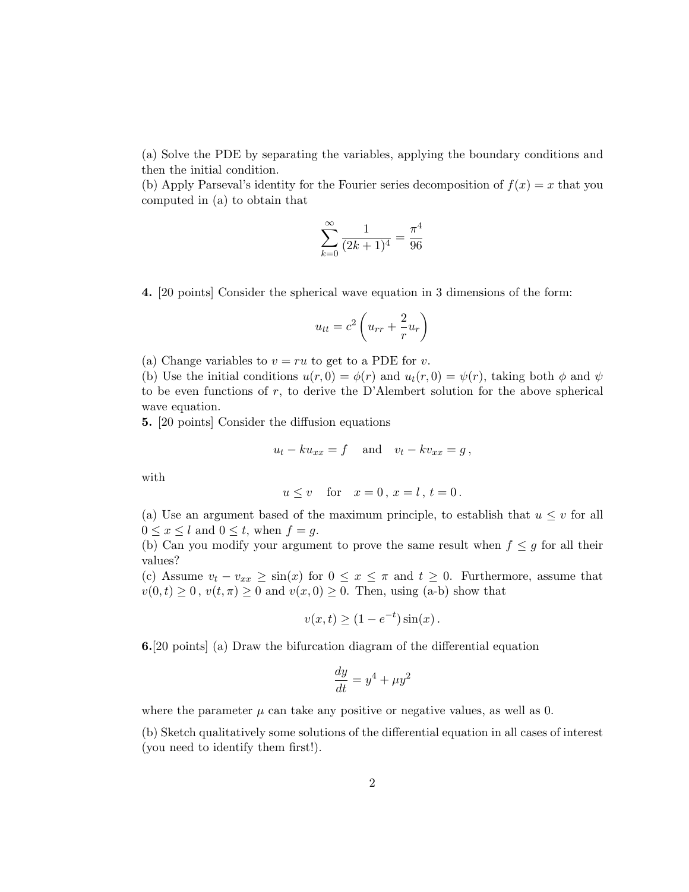(a) Solve the PDE by separating the variables, applying the boundary conditions and then the initial condition.
(b) Apply Parseval's identity for the Fourier series decomposition of $f(x) = x$ that you computed in (a) to obtain that

$$\sum_{k=0}^{\infty} \frac{1}{(2k+1)^4} = \frac{\pi^4}{96}$$

**4.** [20 points] Consider the spherical wave equation in 3 dimensions of the form:

$$u_{tt} = c^2 \left( u_{rr} + \frac{2}{r} u_r \right)$$

(a) Change variables to $v = ru$ to get to a PDE for $v$.
(b) Use the initial conditions $u(r,0) = \phi(r)$ and $u_t(r,0) = \psi(r)$, taking both $\phi$ and $\psi$ to be even functions of $r$, to derive the D'Alembert solution for the above spherical wave equation.

**5.** [20 points] Consider the diffusion equations

$$u_t - k u_{xx} = f \quad \text{and} \quad v_t - k v_{xx} = g\,,$$

with

$$u \leq v \quad \text{for} \quad x = 0\,,\, x = l\,,\, t = 0\,.$$

(a) Use an argument based of the maximum principle, to establish that $u \leq v$ for all $0 \leq x \leq l$ and $0 \leq t$, when $f = g$.
(b) Can you modify your argument to prove the same result when $f \leq g$ for all their values?
(c) Assume $v_t - v_{xx} \geq \sin(x)$ for $0 \leq x \leq \pi$ and $t \geq 0$. Furthermore, assume that $v(0,t) \geq 0$, $v(t,\pi) \geq 0$ and $v(x,0) \geq 0$. Then, using (a-b) show that

$$v(x,t) \geq (1 - e^{-t}) \sin(x)\,.$$

**6.**[20 points] (a) Draw the bifurcation diagram of the differential equation

$$\frac{dy}{dt} = y^4 + \mu y^2$$

where the parameter $\mu$ can take any positive or negative values, as well as 0.

(b) Sketch qualitatively some solutions of the differential equation in all cases of interest (you need to identify them first!).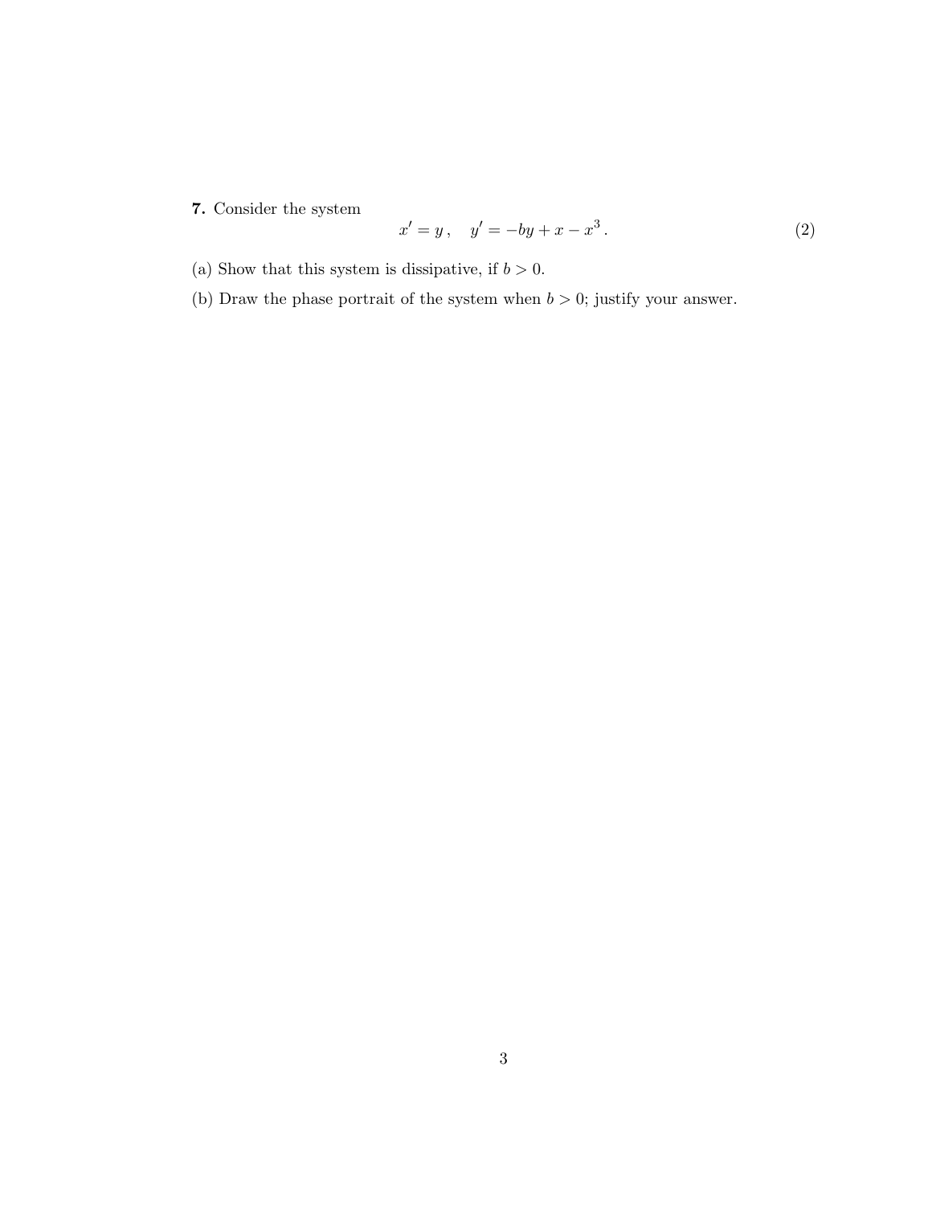**7.** Consider the system

$$x' = y\,, \quad y' = -by + x - x^3\,. \tag{2}$$

(a) Show that this system is dissipative, if $b > 0$.

(b) Draw the phase portrait of the system when $b > 0$; justify your answer.